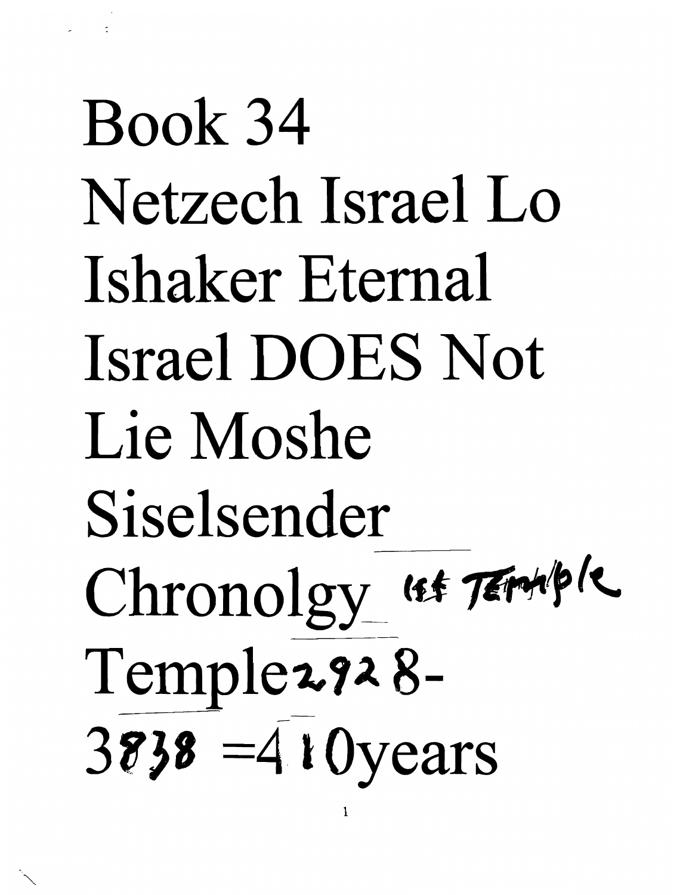# Book 34 Netzech Israel Lo Ishaker Eternal Israel DOES Not Lie Moshe Siselsender

Chronolgy 1st Temple

Temple 2928-3838 =410years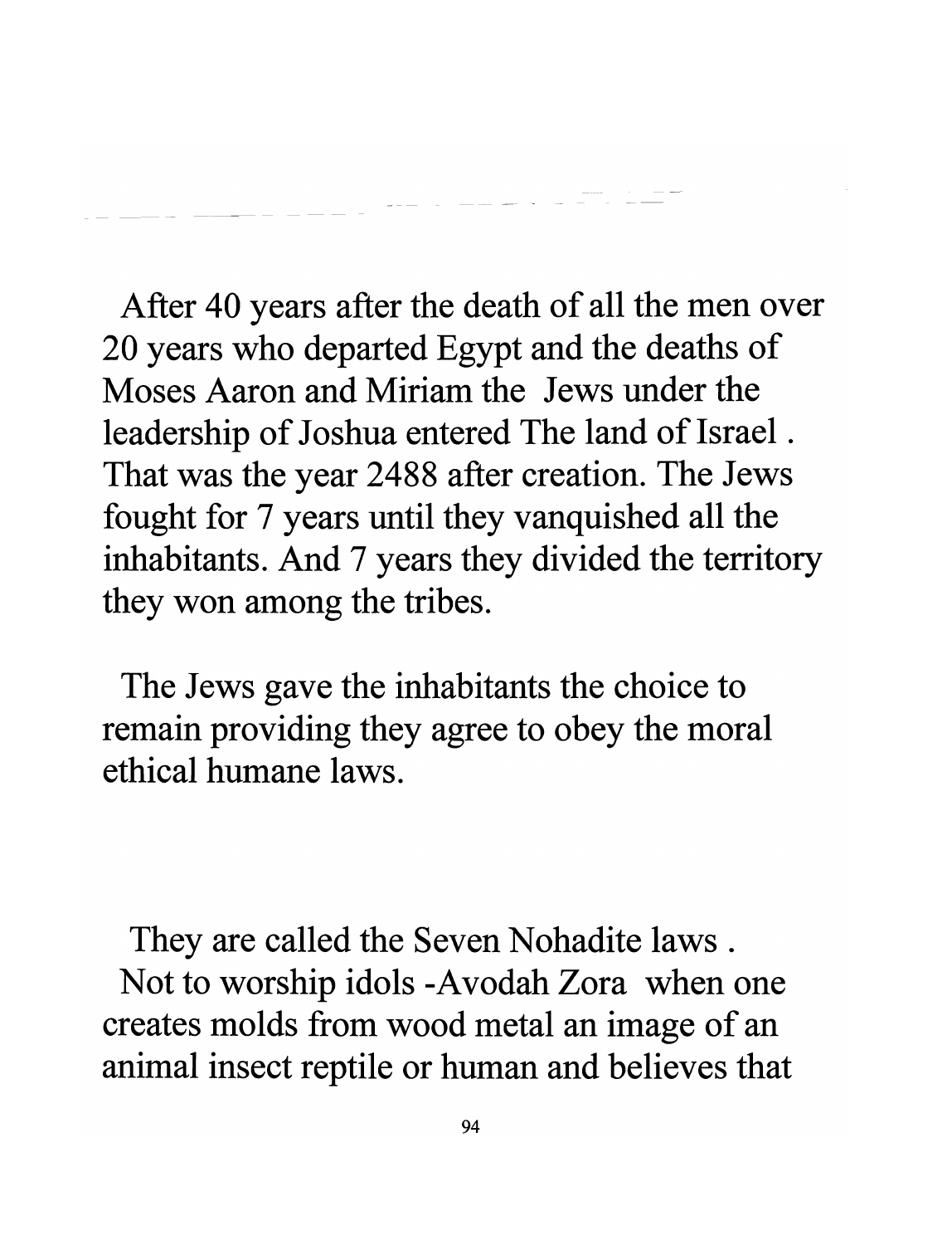After 40 years after the death of all the men over 20 years who departed Egypt and the deaths of Moses Aaron and Miriam the Jews under the leadership of Joshua entered The land of Israel . That was the year 2488 after creation. The Jews fought for 7 years until they vanquished all the inhabitants. And 7 years they divided the territory they won among the tribes.

The Jews gave the inhabitants the choice to remain providing they agree to obey the moral ethical humane laws.

They are called the Seven Nohadite laws .
Not to worship idols -Avodah Zora when one creates molds from wood metal an image of an animal insect reptile or human and believes that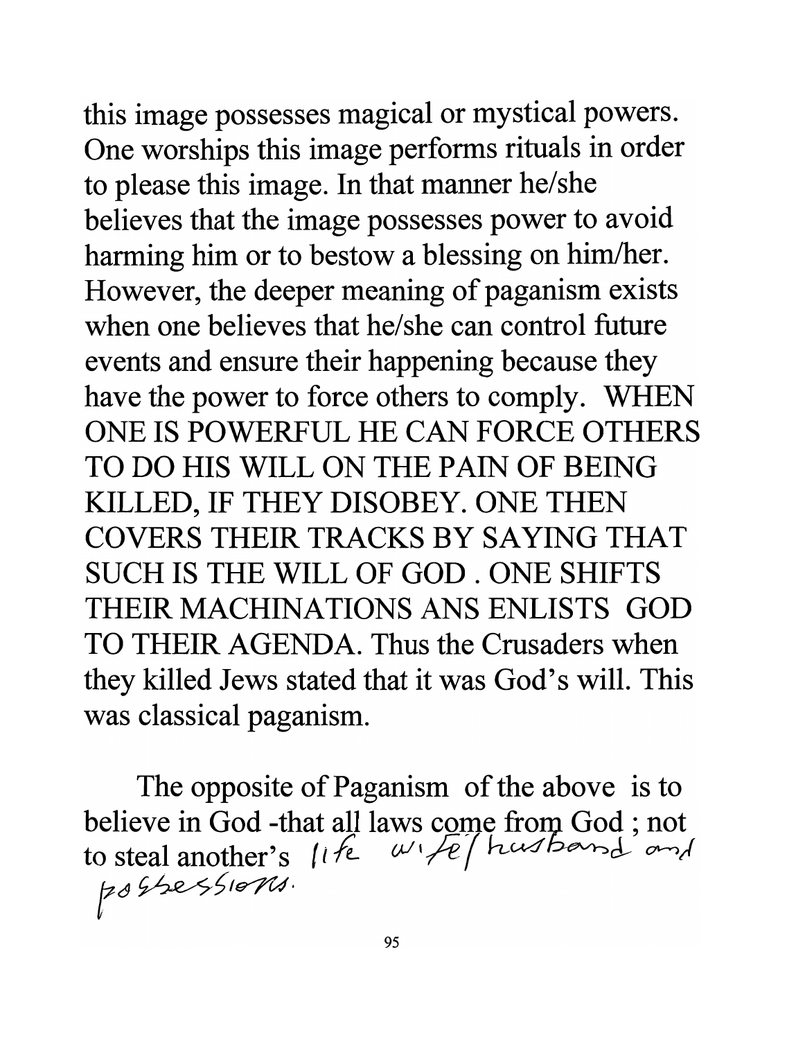this image possesses magical or mystical powers. One worships this image performs rituals in order to please this image. In that manner he/she believes that the image possesses power to avoid harming him or to bestow a blessing on him/her. However, the deeper meaning of paganism exists when one believes that he/she can control future events and ensure their happening because they have the power to force others to comply. WHEN ONE IS POWERFUL HE CAN FORCE OTHERS TO DO HIS WILL ON THE PAIN OF BEING KILLED, IF THEY DISOBEY. ONE THEN COVERS THEIR TRACKS BY SAYING THAT SUCH IS THE WILL OF GOD . ONE SHIFTS THEIR MACHINATIONS ANS ENLISTS GOD TO THEIR AGENDA. Thus the Crusaders when they killed Jews stated that it was God's will. This was classical paganism.

The opposite of Paganism of the above is to believe in God -that all laws come from God ; not to steal another's life wife/husband and possessions.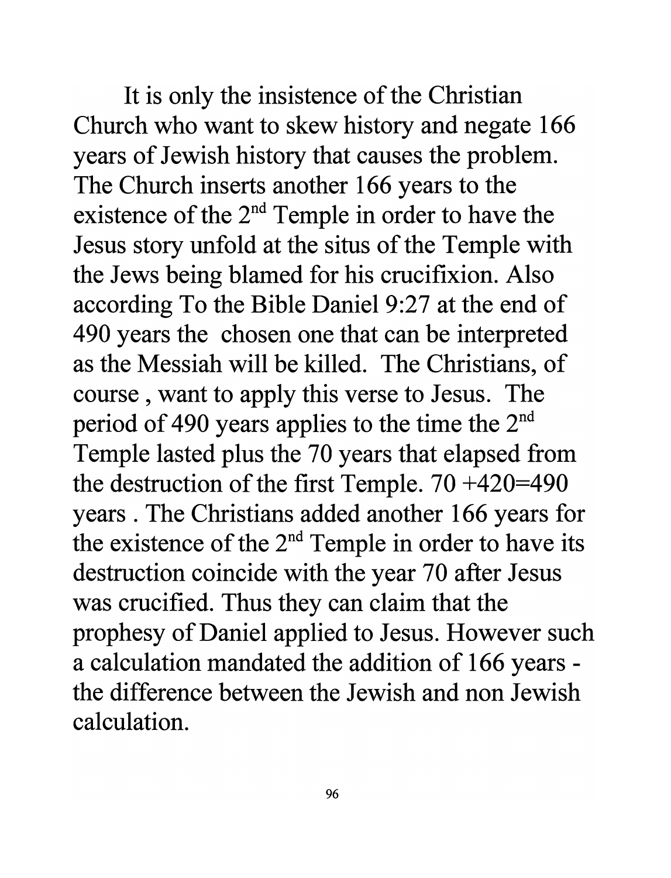It is only the insistence of the Christian Church who want to skew history and negate 166 years of Jewish history that causes the problem. The Church inserts another 166 years to the existence of the 2nd Temple in order to have the Jesus story unfold at the situs of the Temple with the Jews being blamed for his crucifixion. Also according To the Bible Daniel 9:27 at the end of 490 years the chosen one that can be interpreted as the Messiah will be killed. The Christians, of course , want to apply this verse to Jesus. The period of 490 years applies to the time the 2nd Temple lasted plus the 70 years that elapsed from the destruction of the first Temple. 70 +420=490 years . The Christians added another 166 years for the existence of the 2nd Temple in order to have its destruction coincide with the year 70 after Jesus was crucified. Thus they can claim that the prophesy of Daniel applied to Jesus. However such a calculation mandated the addition of 166 years - the difference between the Jewish and non Jewish calculation.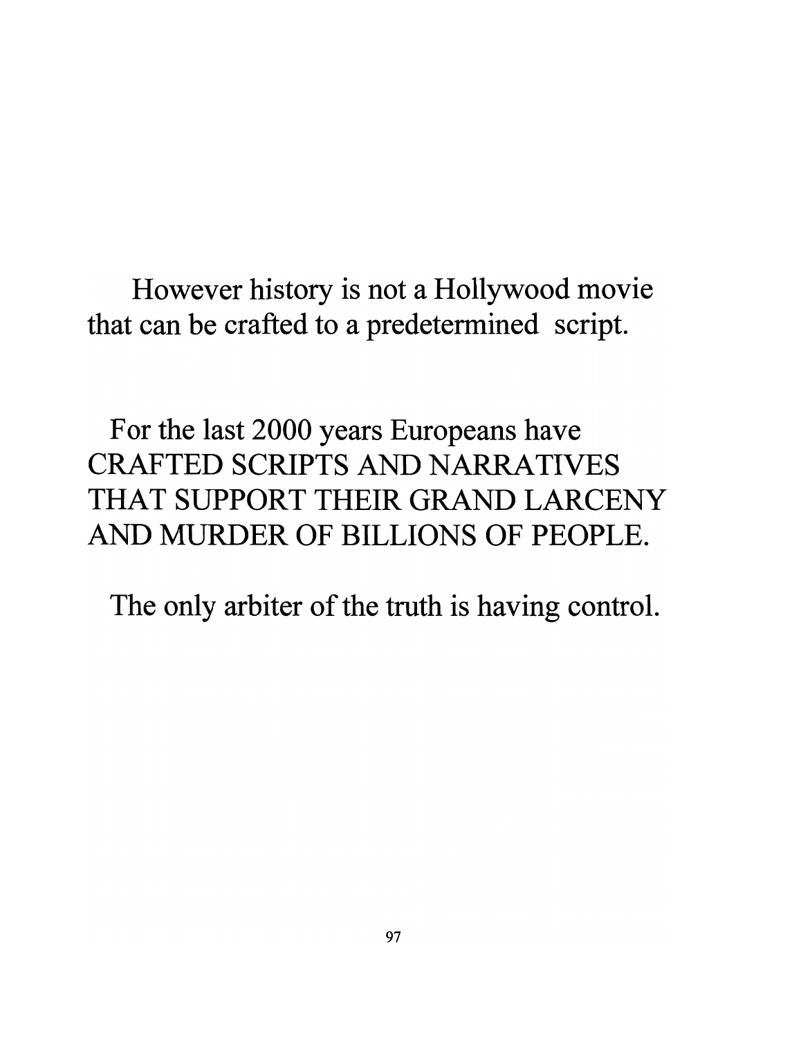However history is not a Hollywood movie that can be crafted to a predetermined script.

For the last 2000 years Europeans have CRAFTED SCRIPTS AND NARRATIVES THAT SUPPORT THEIR GRAND LARCENY AND MURDER OF BILLIONS OF PEOPLE.

The only arbiter of the truth is having control.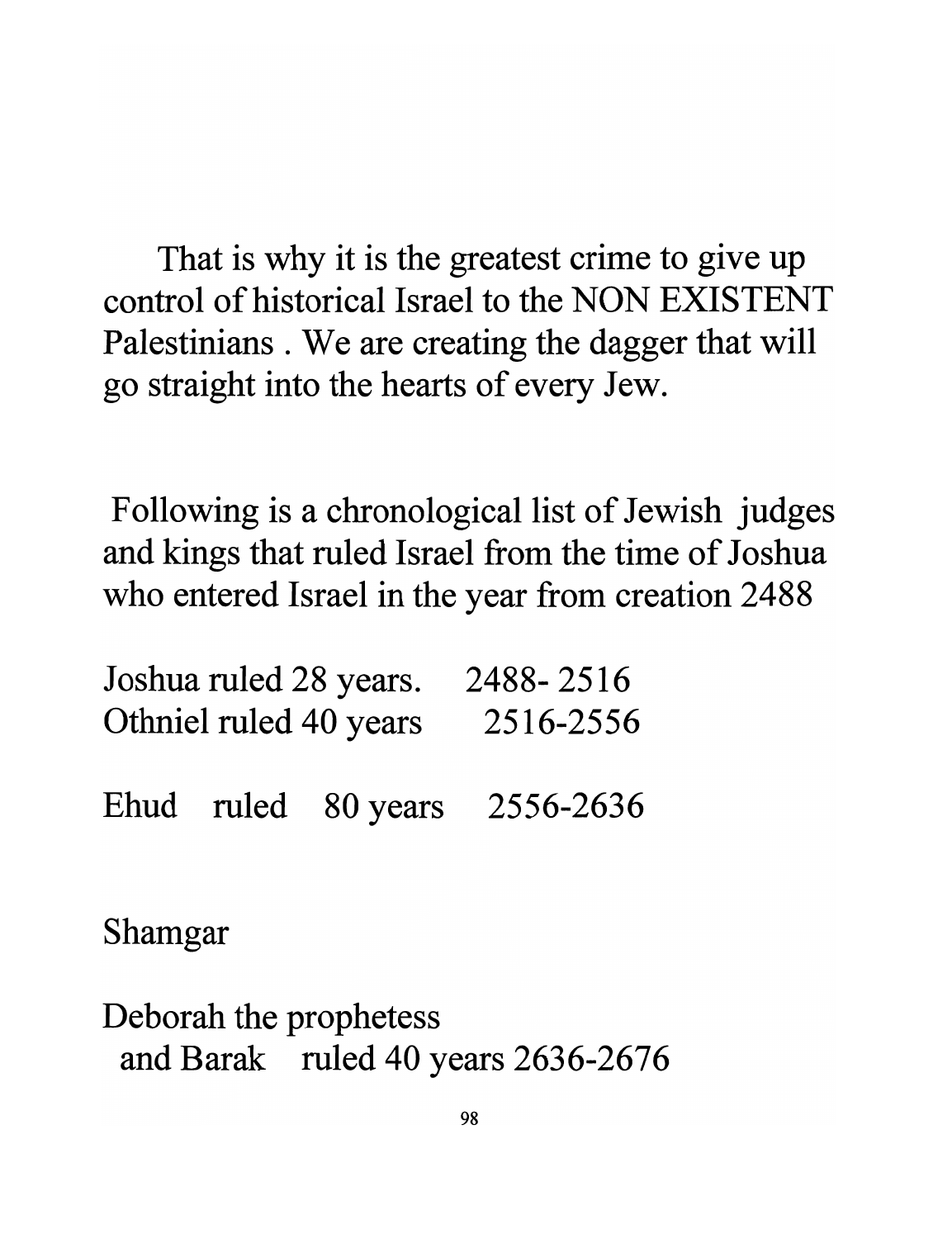That is why it is the greatest crime to give up control of historical Israel to the NON EXISTENT Palestinians . We are creating the dagger that will go straight into the hearts of every Jew.

Following is a chronological list of Jewish judges and kings that ruled Israel from the time of Joshua who entered Israel in the year from creation 2488

Joshua ruled 28 years. 2488- 2516
Othniel ruled 40 years 2516-2556

Ehud ruled 80 years 2556-2636

Shamgar

Deborah the prophetess
and Barak ruled 40 years 2636-2676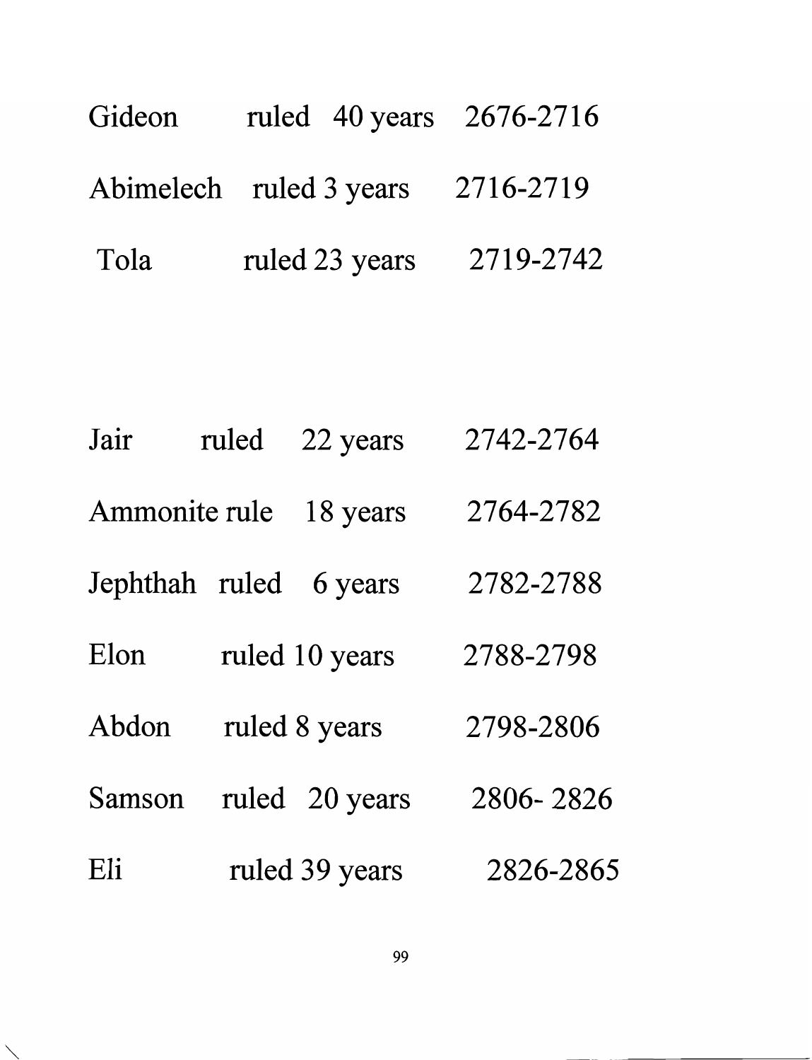Gideon ruled 40 years 2676-2716

Abimelech ruled 3 years 2716-2719

Tola ruled 23 years 2719-2742

Jair ruled 22 years 2742-2764

Ammonite rule 18 years 2764-2782

Jephthah ruled 6 years 2782-2788

Elon ruled 10 years 2788-2798

Abdon ruled 8 years 2798-2806

Samson ruled 20 years 2806- 2826

Eli ruled 39 years 2826-2865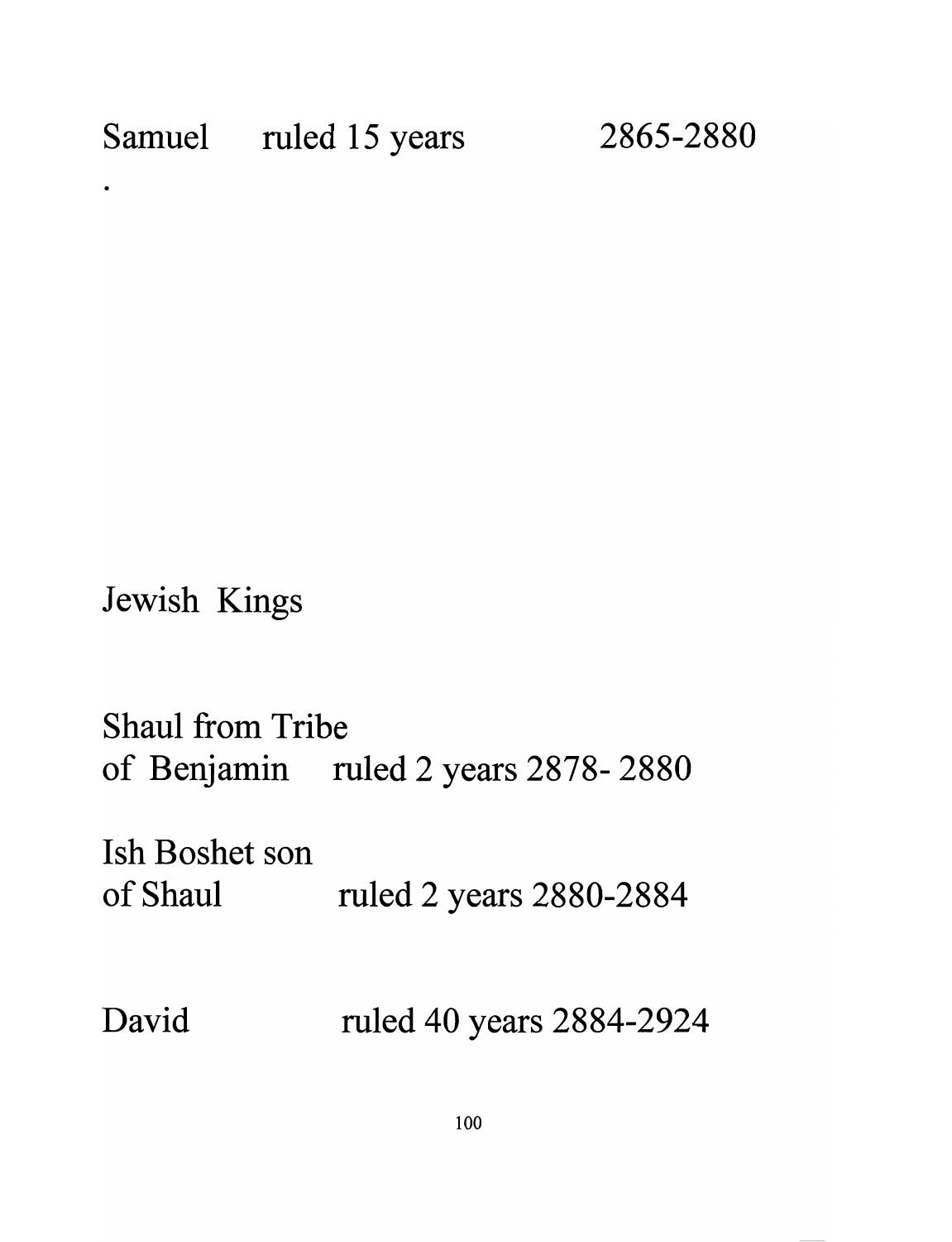Samuel ruled 15 years 2865-2880

.

Jewish Kings

Shaul from Tribe
of Benjamin ruled 2 years 2878- 2880

Ish Boshet son
of Shaul ruled 2 years 2880-2884

David ruled 40 years 2884-2924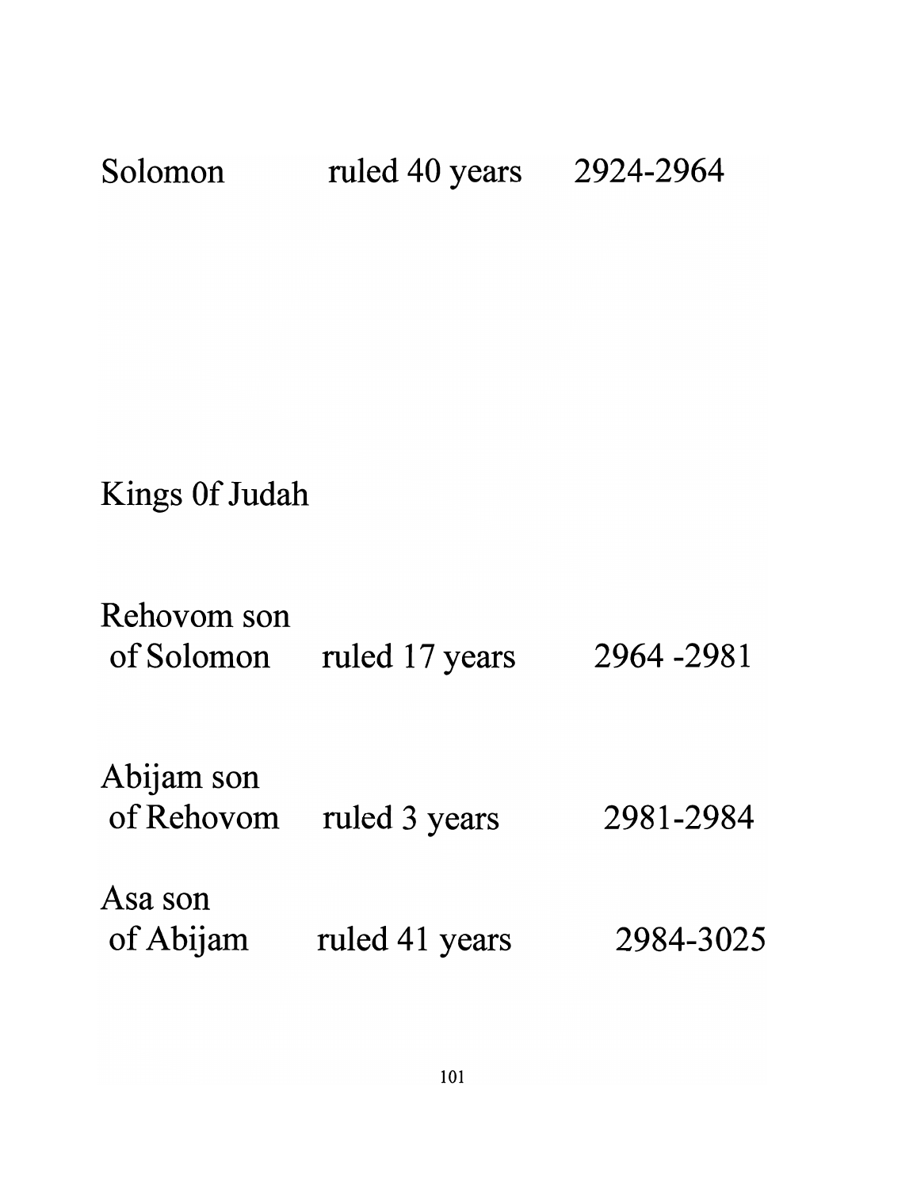Solomon ruled 40 years 2924-2964

Kings 0f Judah

| | | |
|---|---|---|
| Rehovom son of Solomon | ruled 17 years | 2964 -2981 |
| Abijam son of Rehovom | ruled 3 years | 2981-2984 |
| Asa son of Abijam | ruled 41 years | 2984-3025 |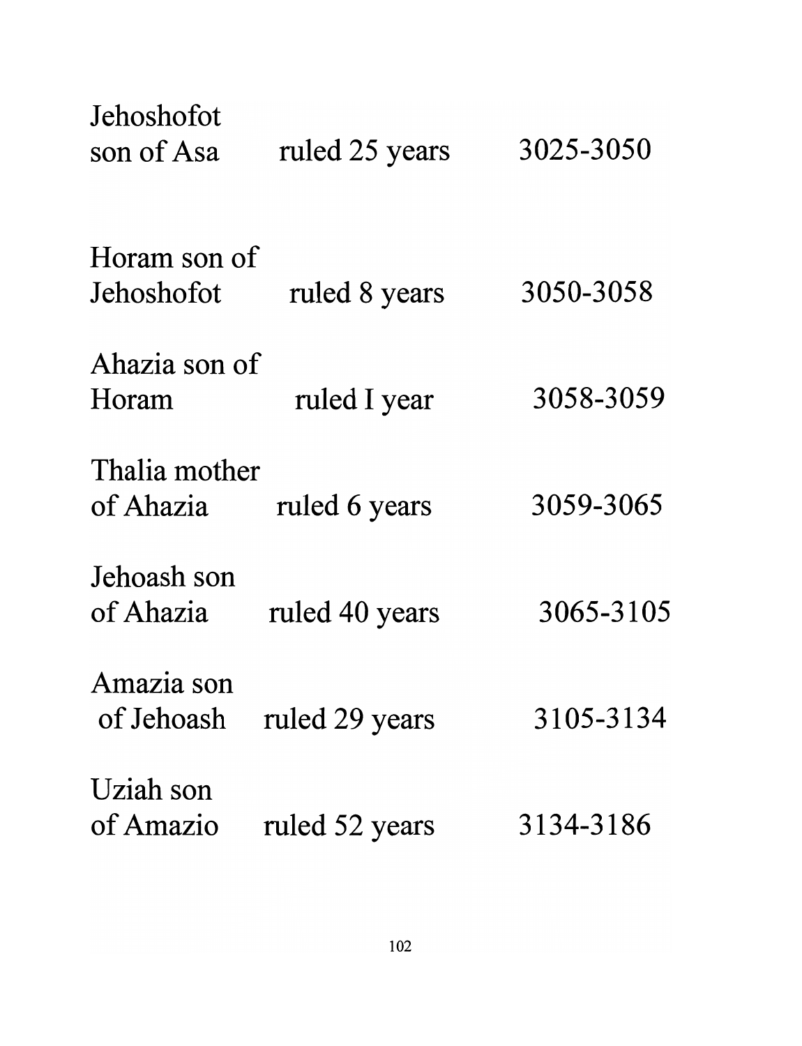| | | |
|---|---|---|
| Jehoshofot son of Asa | ruled 25 years | 3025-3050 |
| Horam son of Jehoshofot | ruled 8 years | 3050-3058 |
| Ahazia son of Horam | ruled I year | 3058-3059 |
| Thalia mother of Ahazia | ruled 6 years | 3059-3065 |
| Jehoash son of Ahazia | ruled 40 years | 3065-3105 |
| Amazia son of Jehoash | ruled 29 years | 3105-3134 |
| Uziah son of Amazio | ruled 52 years | 3134-3186 |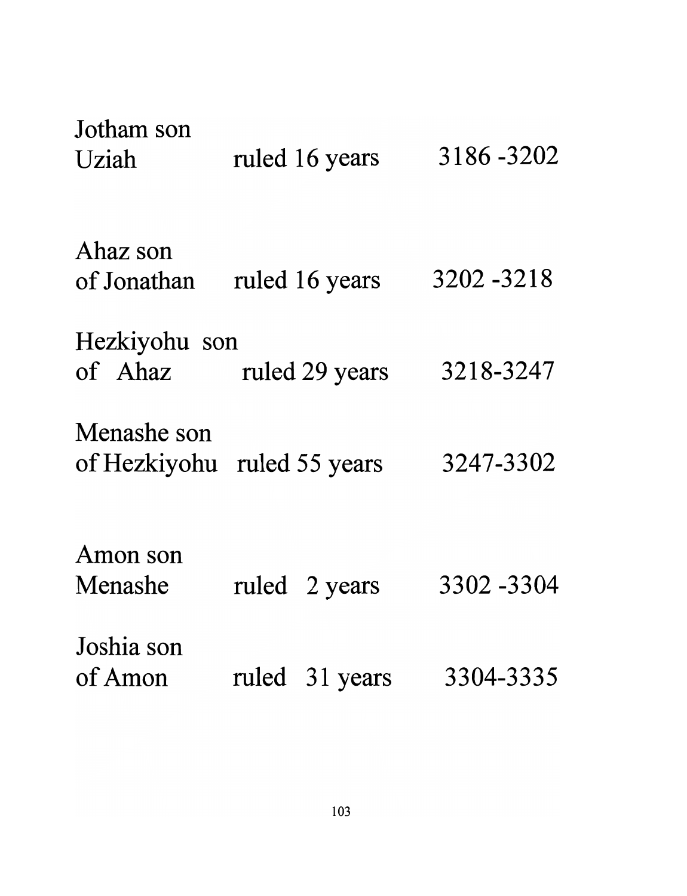Jotham son
Uziah ruled 16 years 3186 -3202

Ahaz son
of Jonathan ruled 16 years 3202 -3218

Hezkiyohu son
of Ahaz ruled 29 years 3218-3247

Menashe son
of Hezkiyohu ruled 55 years 3247-3302

Amon son
Menashe ruled 2 years 3302 -3304

Joshia son
of Amon ruled 31 years 3304-3335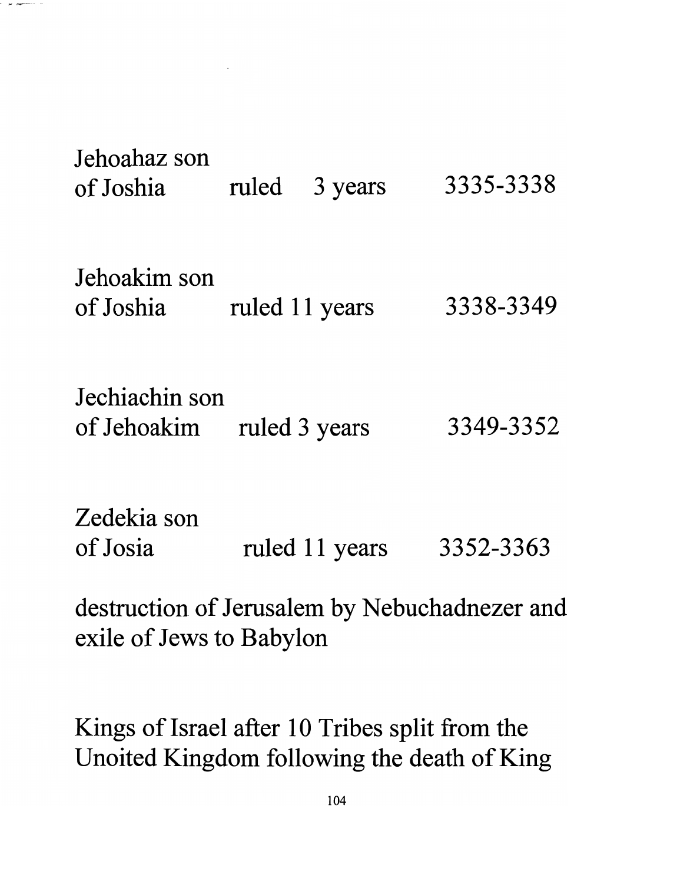Jehoahaz son
of Joshia ruled 3 years 3335-3338

Jehoakim son
of Joshia ruled 11 years 3338-3349

Jechiachin son
of Jehoakim ruled 3 years 3349-3352

Zedekia son
of Josia ruled 11 years 3352-3363

destruction of Jerusalem by Nebuchadnezer and exile of Jews to Babylon

Kings of Israel after 10 Tribes split from the Unoited Kingdom following the death of King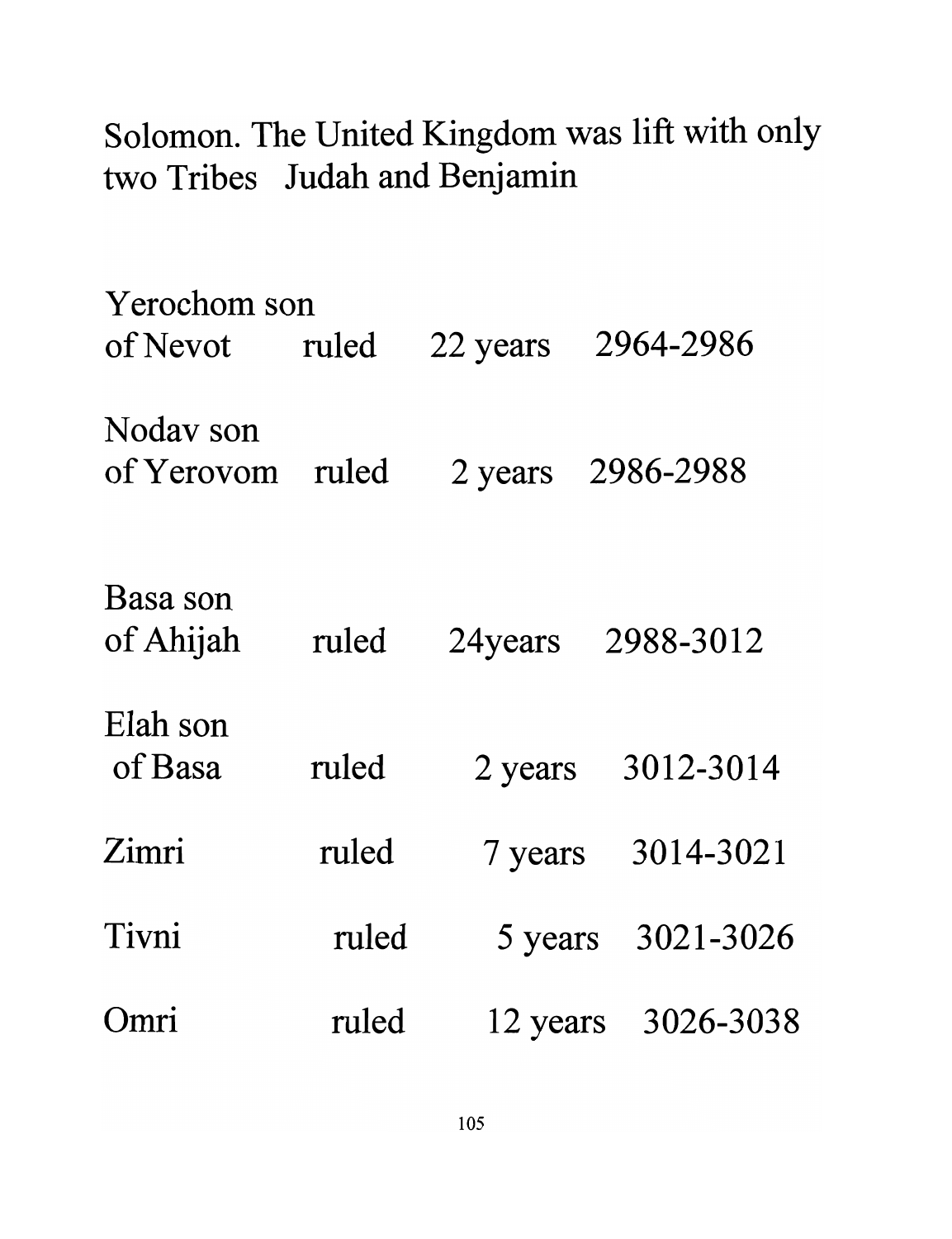Solomon. The United Kingdom was lift with only two Tribes Judah and Benjamin

| | | | |
|---|---|---|---|
| Yerochom son of Nevot | ruled | 22 years | 2964-2986 |
| Nodav son of Yerovom | ruled | 2 years | 2986-2988 |
| Basa son of Ahijah | ruled | 24years | 2988-3012 |
| Elah son of Basa | ruled | 2 years | 3012-3014 |
| Zimri | ruled | 7 years | 3014-3021 |
| Tivni | ruled | 5 years | 3021-3026 |
| Omri | ruled | 12 years | 3026-3038 |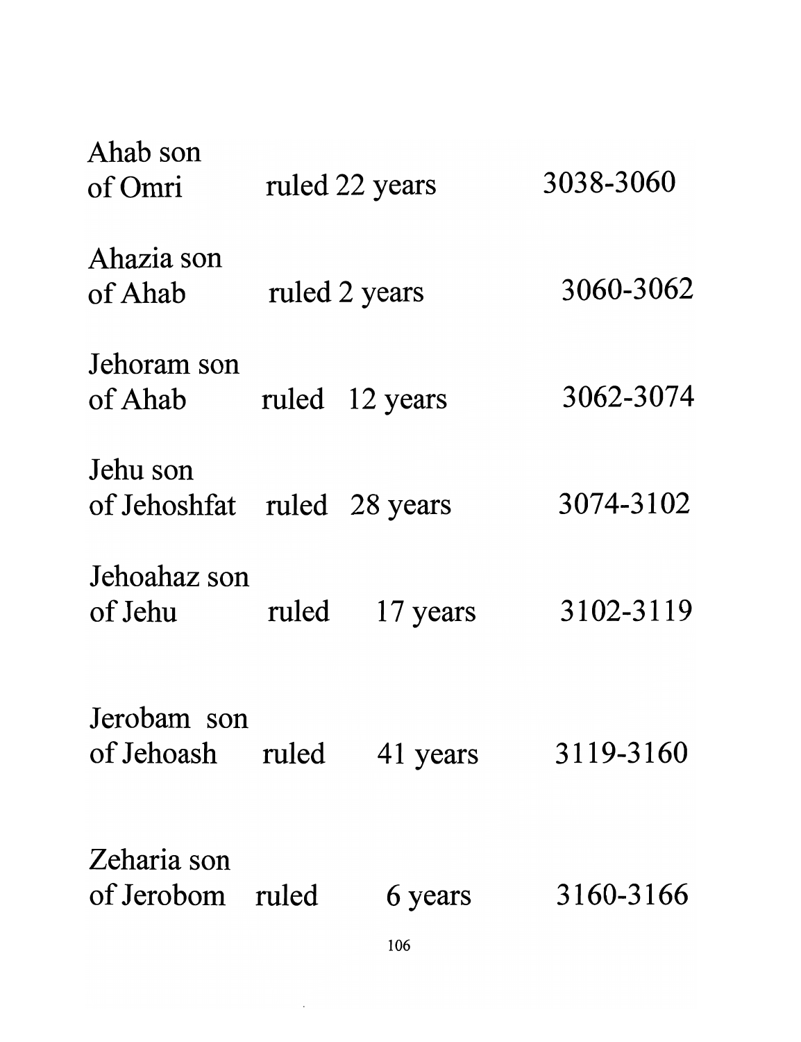Ahab son
of Omri ruled 22 years 3038-3060

Ahazia son
of Ahab ruled 2 years 3060-3062

Jehoram son
of Ahab ruled 12 years 3062-3074

Jehu son
of Jehoshfat ruled 28 years 3074-3102

Jehoahaz son
of Jehu ruled 17 years 3102-3119

Jerobam son
of Jehoash ruled 41 years 3119-3160

Zeharia son
of Jerobom ruled 6 years 3160-3166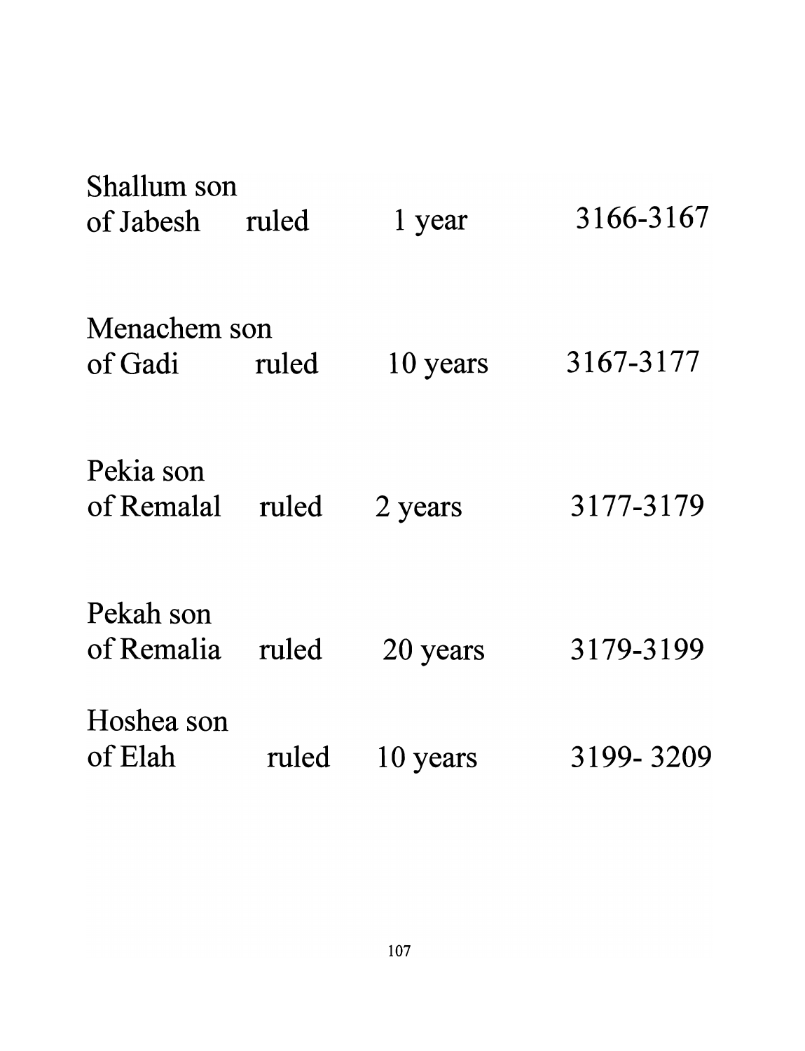| | | | |
|---|---|---|---|
| Shallum son of Jabesh | ruled | 1 year | 3166-3167 |
| Menachem son of Gadi | ruled | 10 years | 3167-3177 |
| Pekia son of Remalal | ruled | 2 years | 3177-3179 |
| Pekah son of Remalia | ruled | 20 years | 3179-3199 |
| Hoshea son of Elah | ruled | 10 years | 3199- 3209 |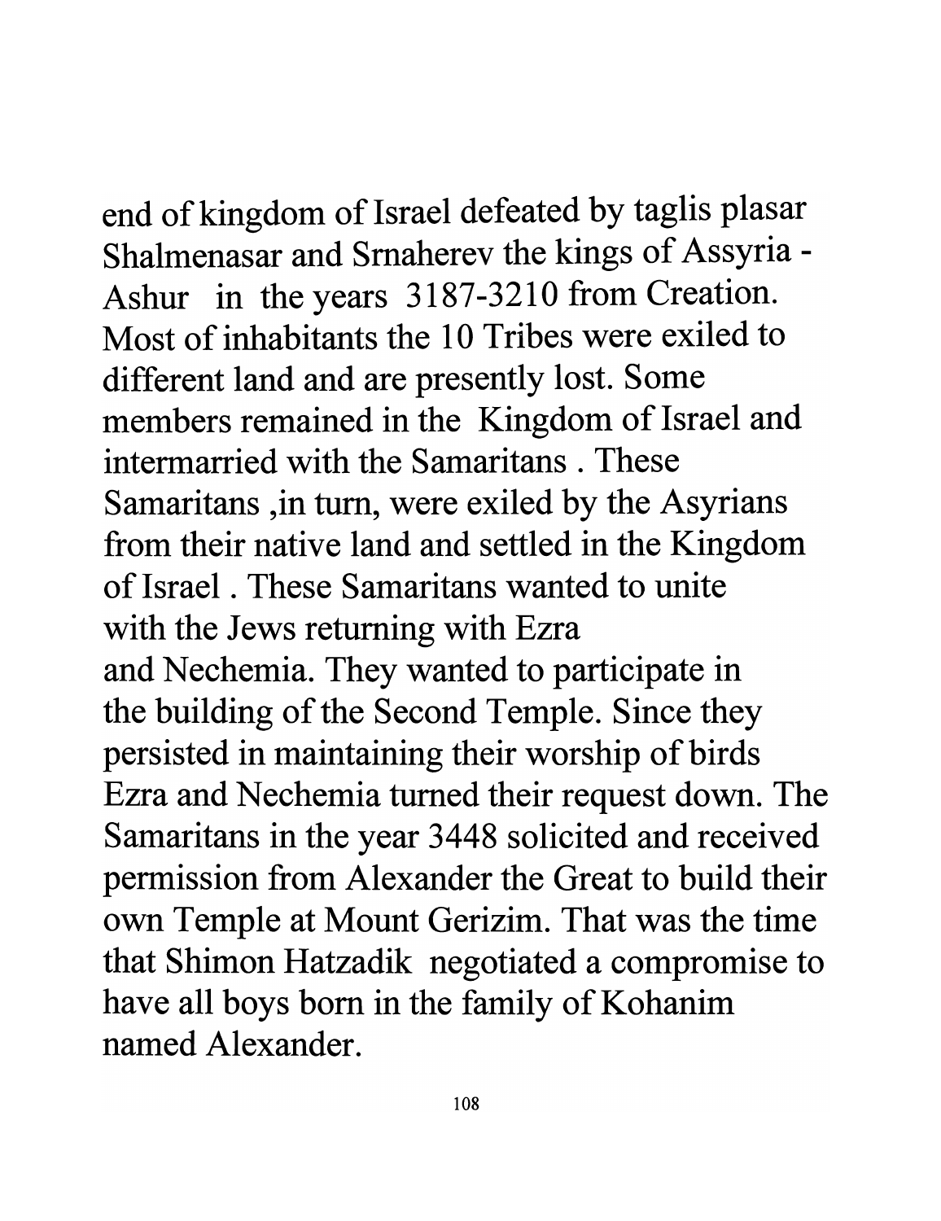end of kingdom of Israel defeated by taglis plasar Shalmenasar and Srnaherev the kings of Assyria - Ashur in the years 3187-3210 from Creation. Most of inhabitants the 10 Tribes were exiled to different land and are presently lost. Some members remained in the Kingdom of Israel and intermarried with the Samaritans . These Samaritans ,in turn, were exiled by the Asyrians from their native land and settled in the Kingdom of Israel . These Samaritans wanted to unite with the Jews returning with Ezra and Nechemia. They wanted to participate in the building of the Second Temple. Since they persisted in maintaining their worship of birds Ezra and Nechemia turned their request down. The Samaritans in the year 3448 solicited and received permission from Alexander the Great to build their own Temple at Mount Gerizim. That was the time that Shimon Hatzadik negotiated a compromise to have all boys born in the family of Kohanim named Alexander.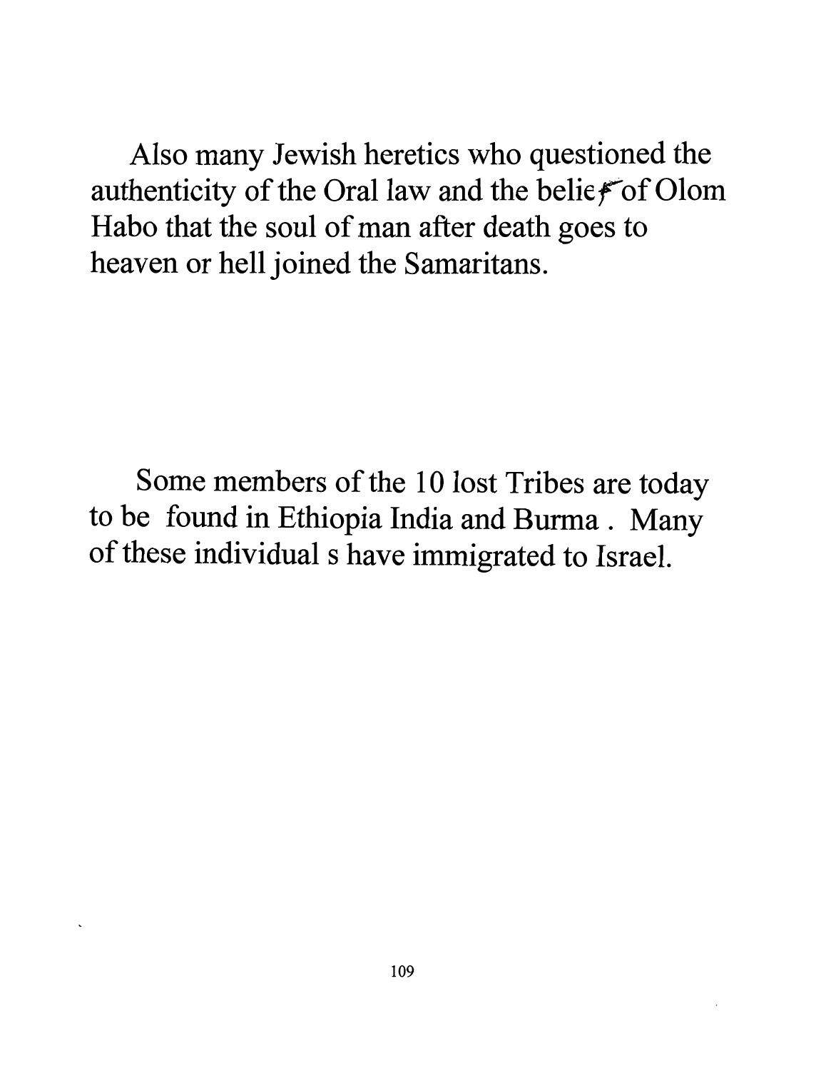Also many Jewish heretics who questioned the authenticity of the Oral law and the belief of Olom Habo that the soul of man after death goes to heaven or hell joined the Samaritans.

Some members of the 10 lost Tribes are today to be found in Ethiopia India and Burma . Many of these individual s have immigrated to Israel.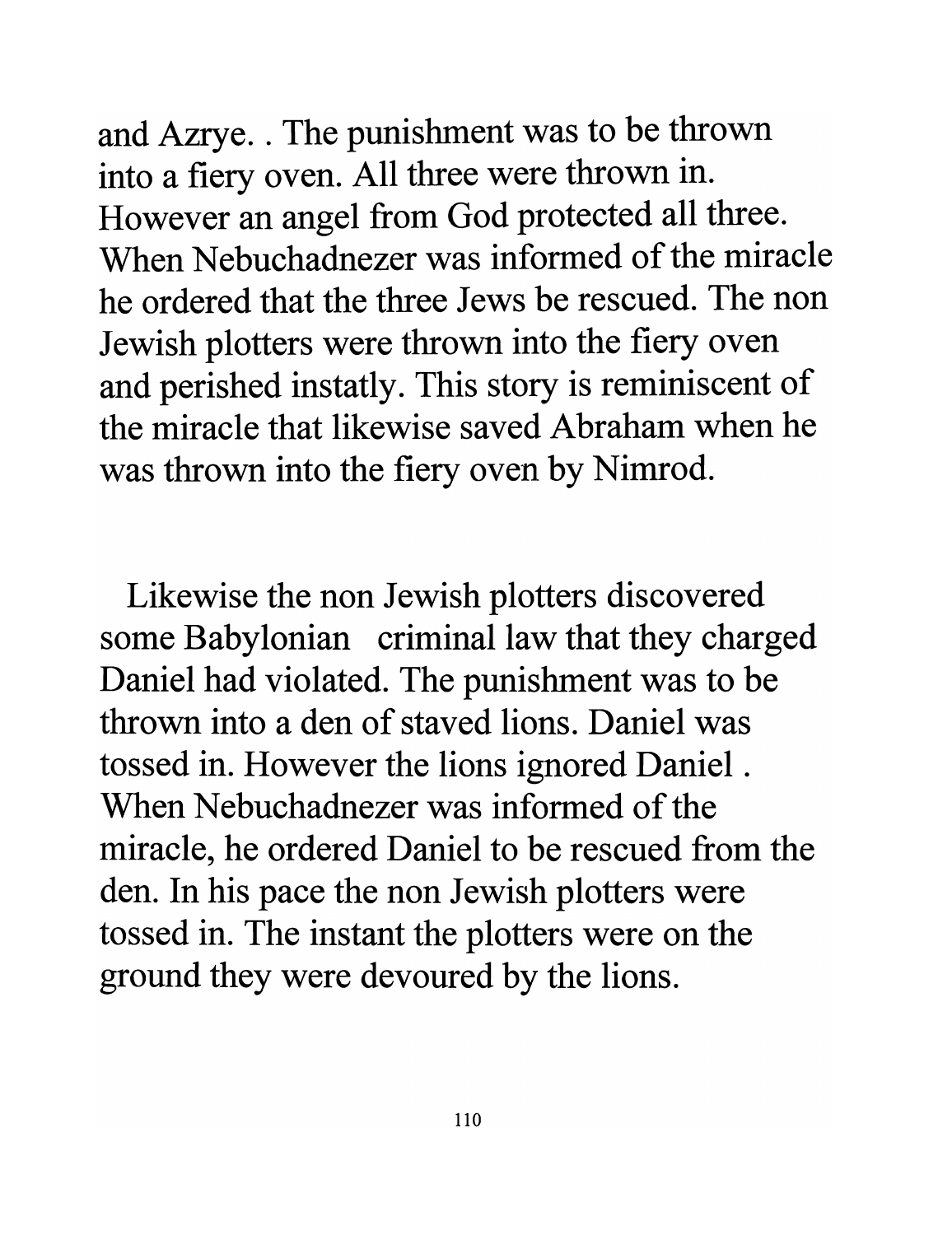and Azrye. . The punishment was to be thrown into a fiery oven. All three were thrown in. However an angel from God protected all three. When Nebuchadnezer was informed of the miracle he ordered that the three Jews be rescued. The non Jewish plotters were thrown into the fiery oven and perished instatly. This story is reminiscent of the miracle that likewise saved Abraham when he was thrown into the fiery oven by Nimrod.

Likewise the non Jewish plotters discovered some Babylonian criminal law that they charged Daniel had violated. The punishment was to be thrown into a den of staved lions. Daniel was tossed in. However the lions ignored Daniel . When Nebuchadnezer was informed of the miracle, he ordered Daniel to be rescued from the den. In his pace the non Jewish plotters were tossed in. The instant the plotters were on the ground they were devoured by the lions.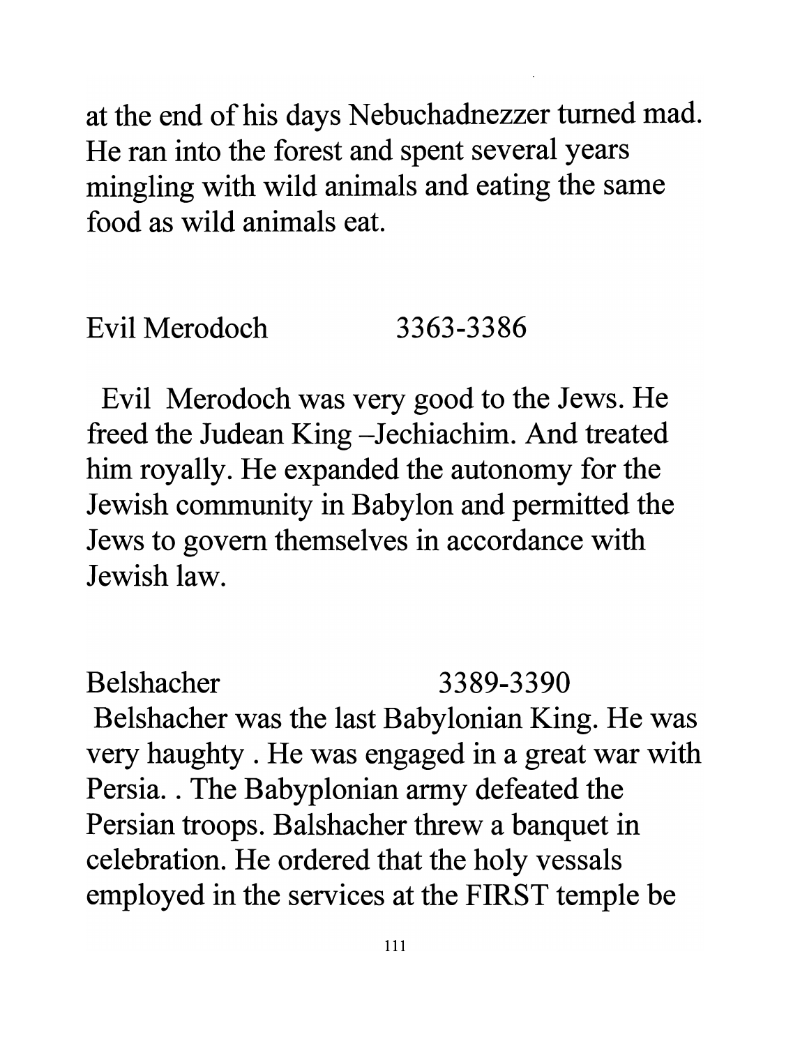at the end of his days Nebuchadnezzer turned mad. He ran into the forest and spent several years mingling with wild animals and eating the same food as wild animals eat.

Evil Merodoch 3363-3386

Evil Merodoch was very good to the Jews. He freed the Judean King –Jechiachim. And treated him royally. He expanded the autonomy for the Jewish community in Babylon and permitted the Jews to govern themselves in accordance with Jewish law.

Belshacher 3389-3390

Belshacher was the last Babylonian King. He was very haughty . He was engaged in a great war with Persia. . The Babyplonian army defeated the Persian troops. Balshacher threw a banquet in celebration. He ordered that the holy vessals employed in the services at the FIRST temple be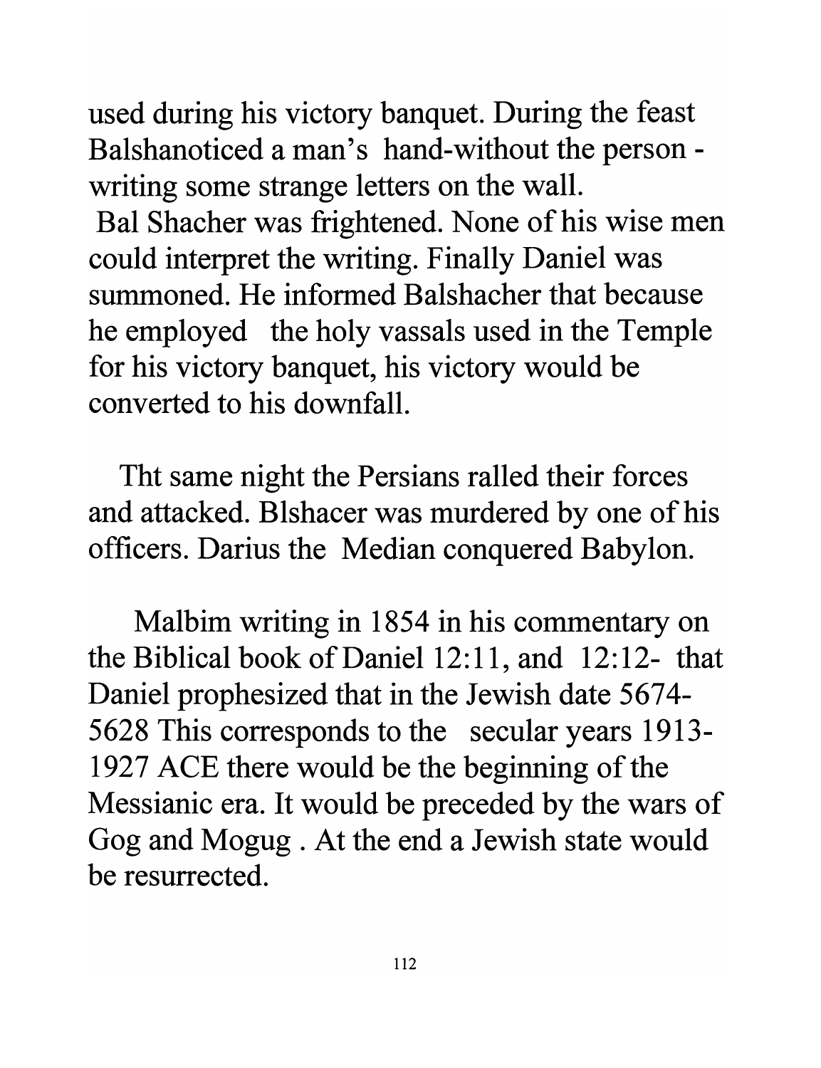used during his victory banquet. During the feast Balshanoticed a man's hand-without the person - writing some strange letters on the wall.
Bal Shacher was frightened. None of his wise men could interpret the writing. Finally Daniel was summoned. He informed Balshacher that because he employed the holy vassals used in the Temple for his victory banquet, his victory would be converted to his downfall.

Tht same night the Persians ralled their forces and attacked. Blshacer was murdered by one of his officers. Darius the Median conquered Babylon.

Malbim writing in 1854 in his commentary on the Biblical book of Daniel 12:11, and 12:12- that Daniel prophesized that in the Jewish date 5674-5628 This corresponds to the secular years 1913-1927 ACE there would be the beginning of the Messianic era. It would be preceded by the wars of Gog and Mogug . At the end a Jewish state would be resurrected.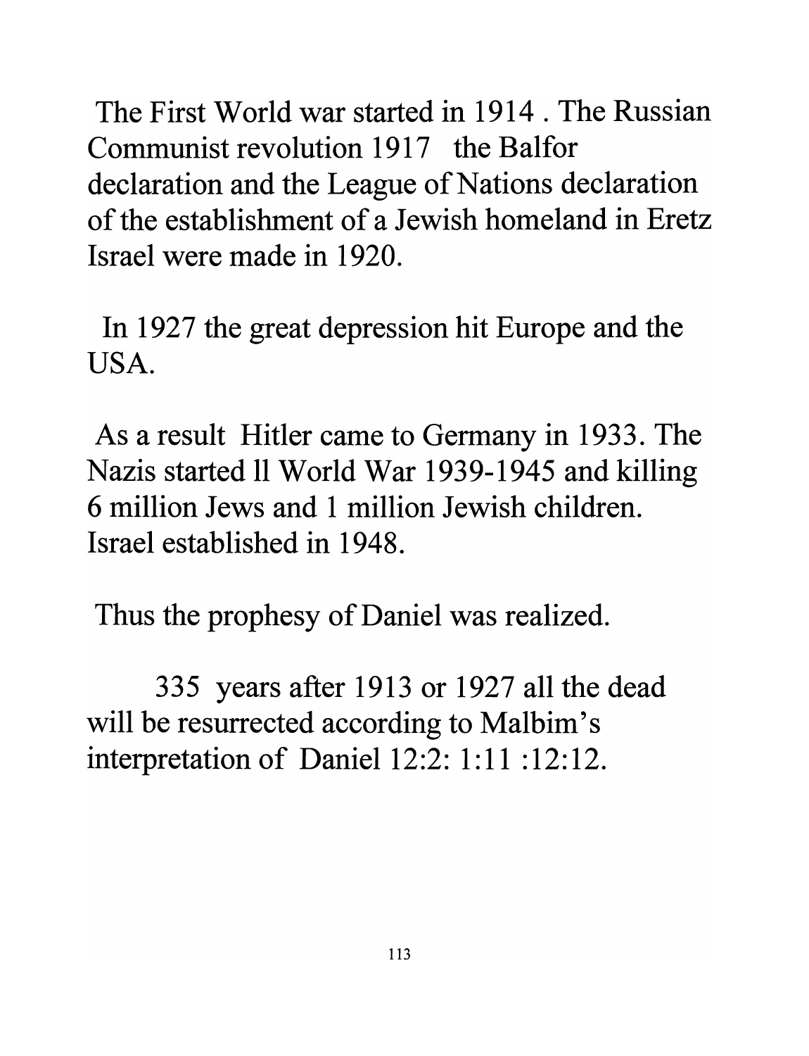The First World war started in 1914 . The Russian Communist revolution 1917  the Balfor declaration and the League of Nations declaration of the establishment of a Jewish homeland in Eretz Israel were made in 1920.

In 1927 the great depression hit Europe and the USA.

As a result  Hitler came to Germany in 1933. The Nazis started ll World War 1939-1945 and killing 6 million Jews and 1 million Jewish children. Israel established in 1948.

Thus the prophesy of Daniel was realized.

335  years after 1913 or 1927 all the dead will be resurrected according to Malbim's interpretation of  Daniel 12:2: 1:11 :12:12.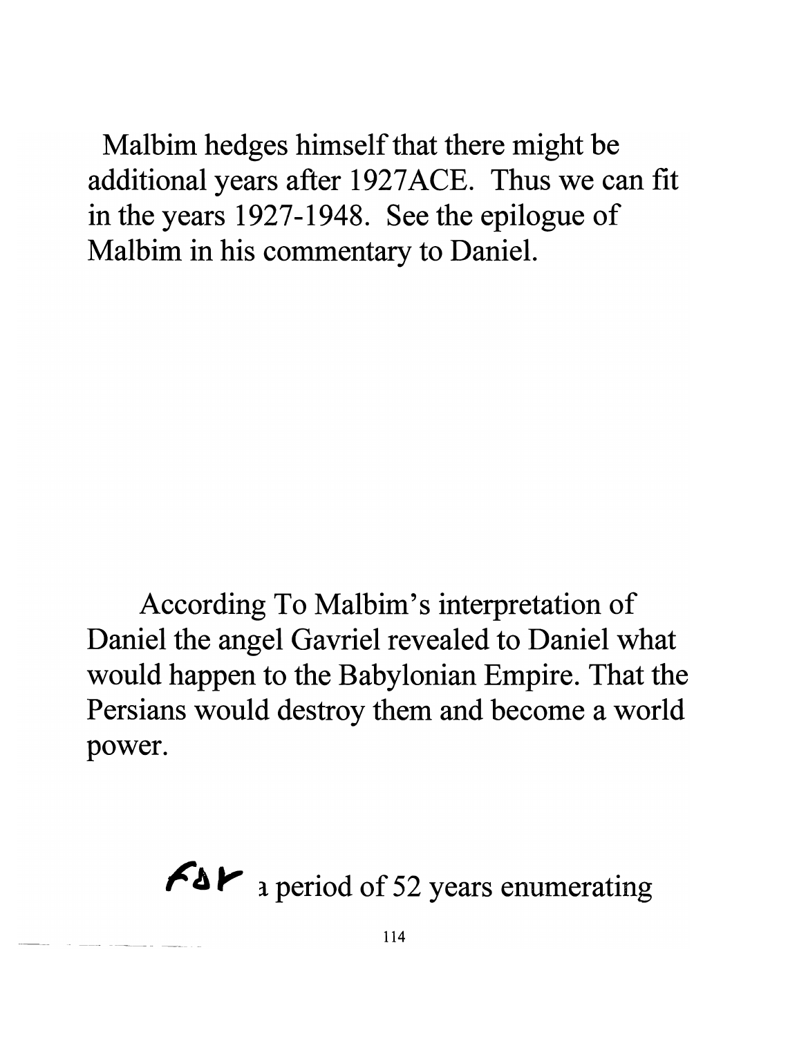Malbim hedges himself that there might be additional years after 1927ACE. Thus we can fit in the years 1927-1948. See the epilogue of Malbim in his commentary to Daniel.

According To Malbim's interpretation of Daniel the angel Gavriel revealed to Daniel what would happen to the Babylonian Empire. That the Persians would destroy them and become a world power.

For a period of 52 years enumerating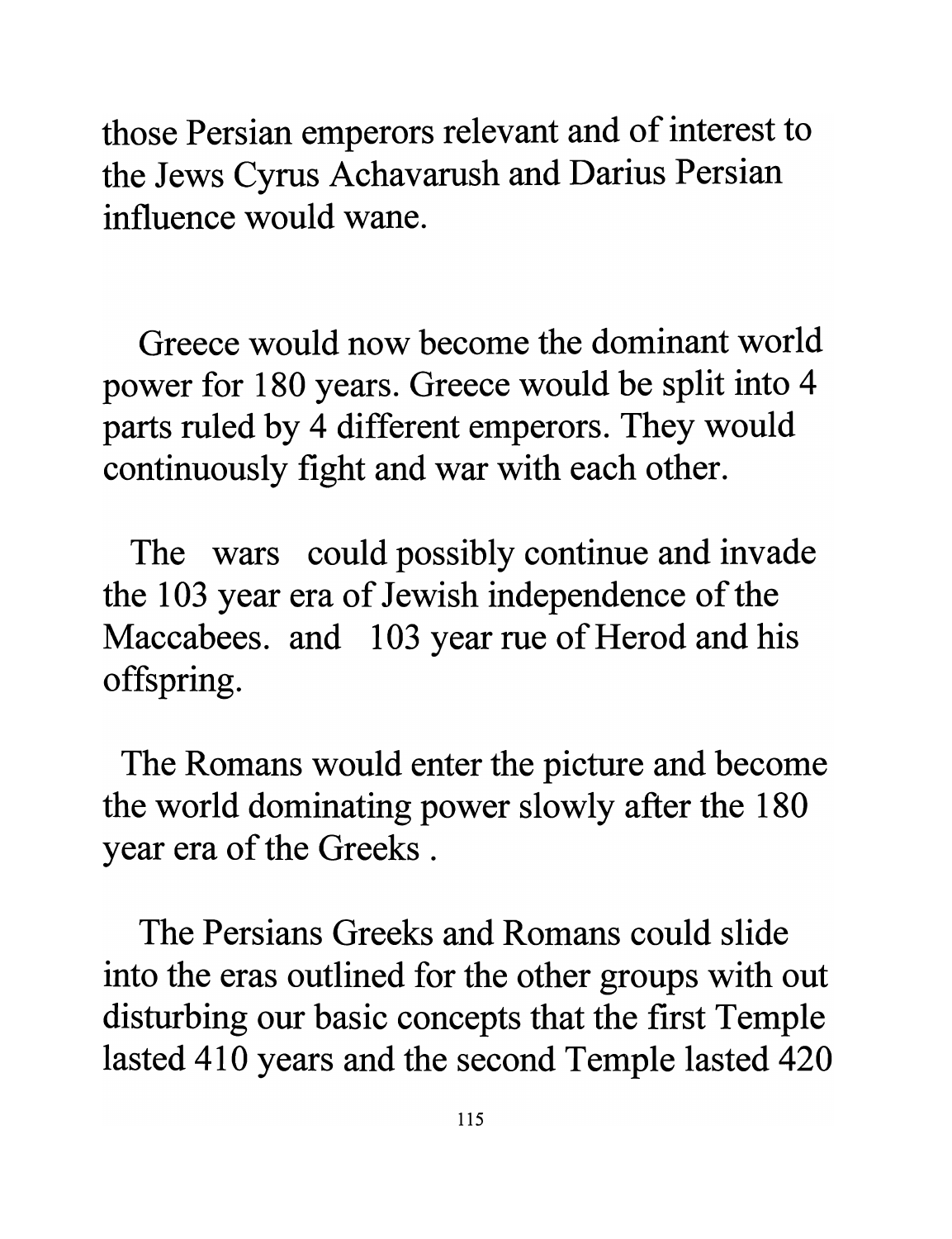those Persian emperors relevant and of interest to the Jews Cyrus Achavarush and Darius Persian influence would wane.

Greece would now become the dominant world power for 180 years. Greece would be split into 4 parts ruled by 4 different emperors. They would continuously fight and war with each other.

The wars could possibly continue and invade the 103 year era of Jewish independence of the Maccabees. and 103 year rue of Herod and his offspring.

The Romans would enter the picture and become the world dominating power slowly after the 180 year era of the Greeks .

The Persians Greeks and Romans could slide into the eras outlined for the other groups with out disturbing our basic concepts that the first Temple lasted 410 years and the second Temple lasted 420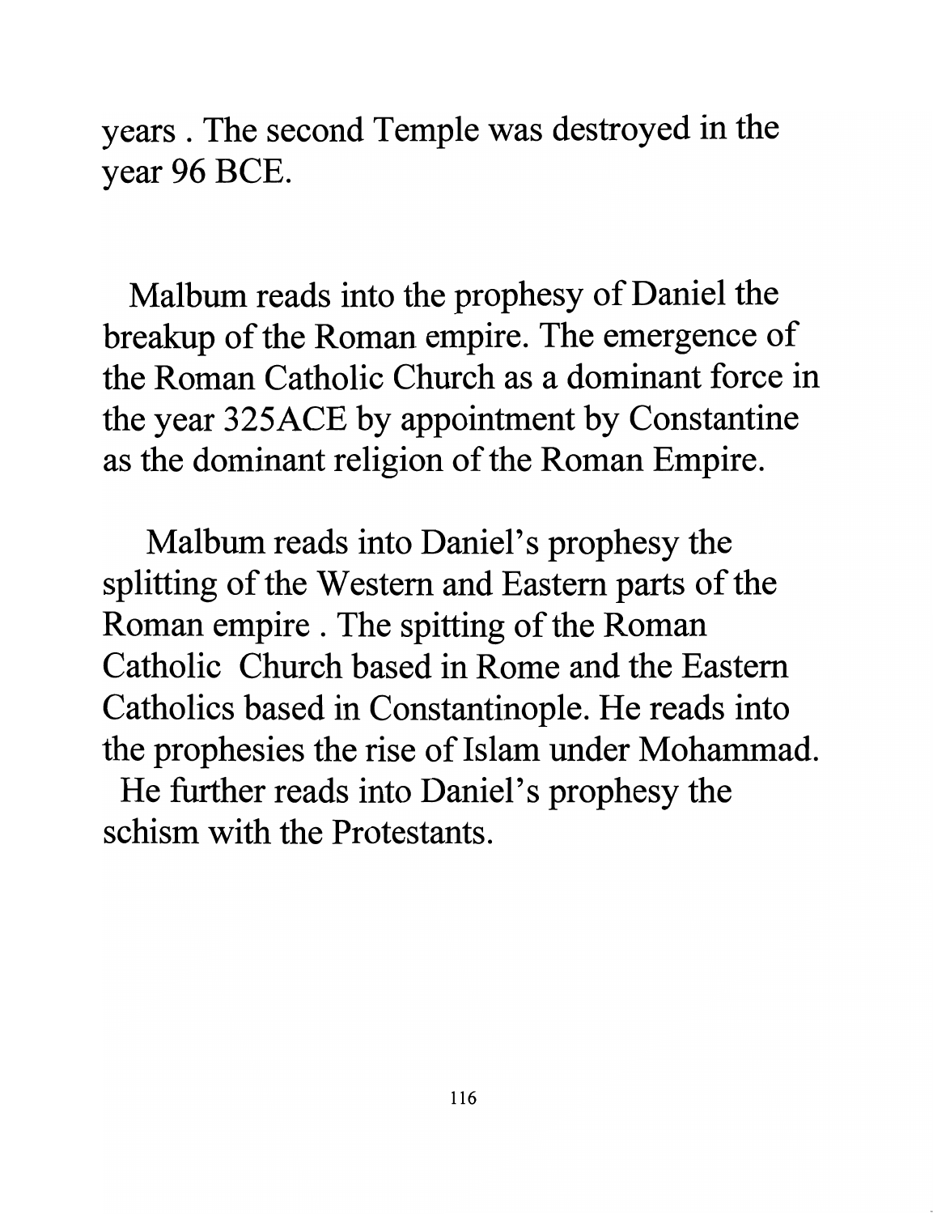years . The second Temple was destroyed in the year 96 BCE.

Malbum reads into the prophesy of Daniel the breakup of the Roman empire. The emergence of the Roman Catholic Church as a dominant force in the year 325ACE by appointment by Constantine as the dominant religion of the Roman Empire.

Malbum reads into Daniel's prophesy the splitting of the Western and Eastern parts of the Roman empire . The spitting of the Roman Catholic Church based in Rome and the Eastern Catholics based in Constantinople. He reads into the prophesies the rise of Islam under Mohammad. He further reads into Daniel's prophesy the schism with the Protestants.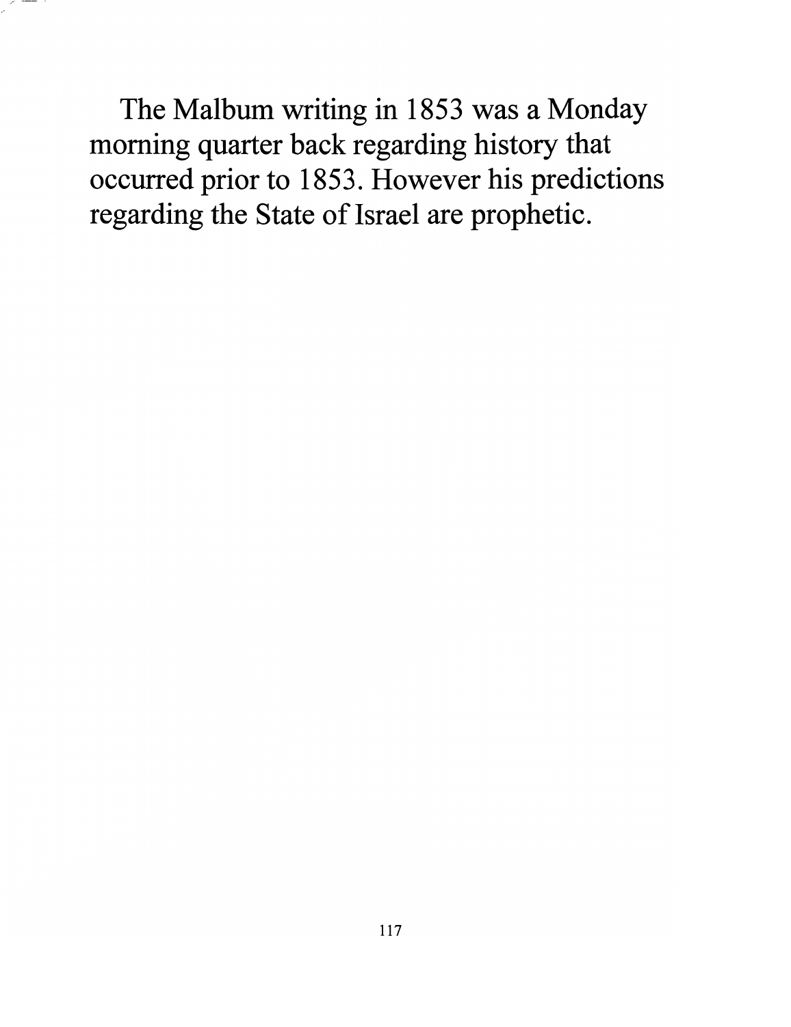The Malbum writing in 1853 was a Monday morning quarter back regarding history that occurred prior to 1853. However his predictions regarding the State of Israel are prophetic.